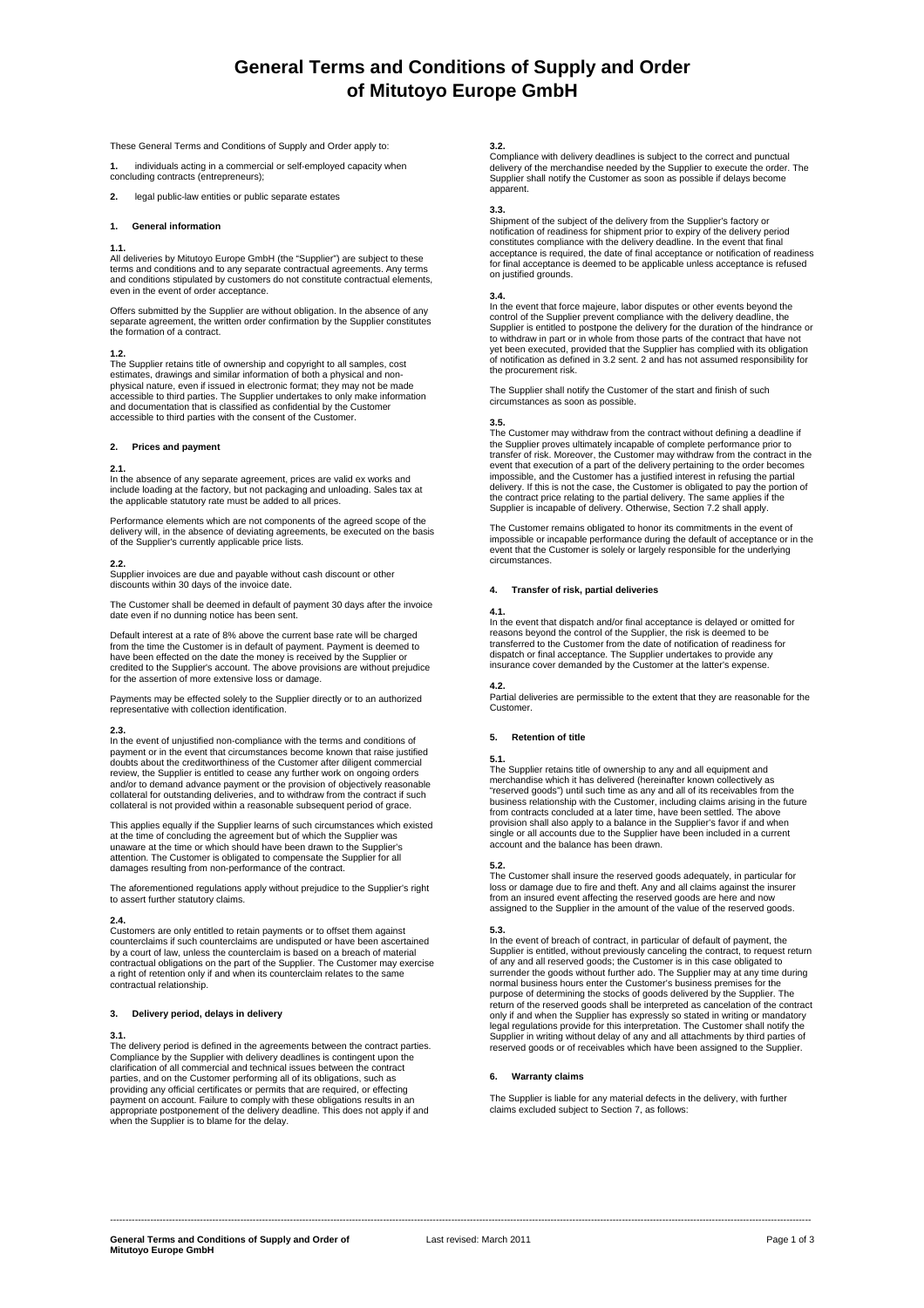# General Terms and Conditions of Supply and Order of Mitutoyo Europe GmbH

These General Terms and Conditions of Supply and Order apply to:

**1.** individuals acting in a commercial or self-employed capacity when concluding contracts (entrepreneurs);

**2.** legal public-law entities or public separate estates

## 1. General information

**1.1.**
All deliveries by Mitutoyo Europe GmbH (the "Supplier") are subject to these terms and conditions and to any separate contractual agreements. Any terms and conditions stipulated by customers do not constitute contractual elements, even in the event of order acceptance.

Offers submitted by the Supplier are without obligation. In the absence of any separate agreement, the written order confirmation by the Supplier constitutes the formation of a contract.

**1.2.**
The Supplier retains title of ownership and copyright to all samples, cost estimates, drawings and similar information of both a physical and non-physical nature, even if issued in electronic format; they may not be made accessible to third parties. The Supplier undertakes to only make information and documentation that is classified as confidential by the Customer accessible to third parties with the consent of the Customer.

## 2. Prices and payment

**2.1.**
In the absence of any separate agreement, prices are valid ex works and include loading at the factory, but not packaging and unloading. Sales tax at the applicable statutory rate must be added to all prices.

Performance elements which are not components of the agreed scope of the delivery will, in the absence of deviating agreements, be executed on the basis of the Supplier's currently applicable price lists.

**2.2.**
Supplier invoices are due and payable without cash discount or other discounts within 30 days of the invoice date.

The Customer shall be deemed in default of payment 30 days after the invoice date even if no dunning notice has been sent.

Default interest at a rate of 8% above the current base rate will be charged from the time the Customer is in default of payment. Payment is deemed to have been effected on the date the money is received by the Supplier or credited to the Supplier's account. The above provisions are without prejudice for the assertion of more extensive loss or damage.

Payments may be effected solely to the Supplier directly or to an authorized representative with collection identification.

**2.3.**
In the event of unjustified non-compliance with the terms and conditions of payment or in the event that circumstances become known that raise justified doubts about the creditworthiness of the Customer after diligent commercial review, the Supplier is entitled to cease any further work on ongoing orders and/or to demand advance payment or the provision of objectively reasonable collateral for outstanding deliveries, and to withdraw from the contract if such collateral is not provided within a reasonable subsequent period of grace.

This applies equally if the Supplier learns of such circumstances which existed at the time of concluding the agreement but of which the Supplier was unaware at the time or which should have been drawn to the Supplier's attention. The Customer is obligated to compensate the Supplier for all damages resulting from non-performance of the contract.

The aforementioned regulations apply without prejudice to the Supplier's right to assert further statutory claims.

**2.4.**
Customers are only entitled to retain payments or to offset them against counterclaims if such counterclaims are undisputed or have been ascertained by a court of law, unless the counterclaim is based on a breach of material contractual obligations on the part of the Supplier. The Customer may exercise a right of retention only if and when its counterclaim relates to the same contractual relationship.

## 3. Delivery period, delays in delivery

**3.1.**
The delivery period is defined in the agreements between the contract parties. Compliance by the Supplier with delivery deadlines is contingent upon the clarification of all commercial and technical issues between the contract parties, and on the Customer performing all of its obligations, such as providing any official certificates or permits that are required, or effecting payment on account. Failure to comply with these obligations results in an appropriate postponement of the delivery deadline. This does not apply if and when the Supplier is to blame for the delay.

**3.2.**
Compliance with delivery deadlines is subject to the correct and punctual delivery of the merchandise needed by the Supplier to execute the order. The Supplier shall notify the Customer as soon as possible if delays become apparent.

**3.3.**
Shipment of the subject of the delivery from the Supplier's factory or notification of readiness for shipment prior to expiry of the delivery period constitutes compliance with the delivery deadline. In the event that final acceptance is required, the date of final acceptance or notification of readiness for final acceptance is deemed to be applicable unless acceptance is refused on justified grounds.

**3.4.**
In the event that force majeure, labor disputes or other events beyond the control of the Supplier prevent compliance with the delivery deadline, the Supplier is entitled to postpone the delivery for the duration of the hindrance or to withdraw in part or in whole from those parts of the contract that have not yet been executed, provided that the Supplier has complied with its obligation of notification as defined in 3.2 sent. 2 and has not assumed responsibility for the procurement risk.

The Supplier shall notify the Customer of the start and finish of such circumstances as soon as possible.

**3.5.**
The Customer may withdraw from the contract without defining a deadline if the Supplier proves ultimately incapable of complete performance prior to transfer of risk. Moreover, the Customer may withdraw from the contract in the event that execution of a part of the delivery pertaining to the order becomes impossible, and the Customer has a justified interest in refusing the partial delivery. If this is not the case, the Customer is obligated to pay the portion of the contract price relating to the partial delivery. The same applies if the Supplier is incapable of delivery. Otherwise, Section 7.2 shall apply.

The Customer remains obligated to honor its commitments in the event of impossible or incapable performance during the default of acceptance or in the event that the Customer is solely or largely responsible for the underlying circumstances.

## 4. Transfer of risk, partial deliveries

**4.1.**
In the event that dispatch and/or final acceptance is delayed or omitted for reasons beyond the control of the Supplier, the risk is deemed to be transferred to the Customer from the date of notification of readiness for dispatch or final acceptance. The Supplier undertakes to provide any insurance cover demanded by the Customer at the latter's expense.

**4.2.**
Partial deliveries are permissible to the extent that they are reasonable for the Customer.

## 5. Retention of title

**5.1.**
The Supplier retains title of ownership to any and all equipment and merchandise which it has delivered (hereinafter known collectively as "reserved goods") until such time as any and all of its receivables from the business relationship with the Customer, including claims arising in the future from contracts concluded at a later time, have been settled. The above provision shall also apply to a balance in the Supplier's favor if and when single or all accounts due to the Supplier have been included in a current account and the balance has been drawn.

**5.2.**
The Customer shall insure the reserved goods adequately, in particular for loss or damage due to fire and theft. Any and all claims against the insurer from an insured event affecting the reserved goods are here and now assigned to the Supplier in the amount of the value of the reserved goods.

**5.3.**
In the event of breach of contract, in particular of default of payment, the Supplier is entitled, without previously canceling the contract, to request return of any and all reserved goods; the Customer is in this case obligated to surrender the goods without further ado. The Supplier may at any time during normal business hours enter the Customer's business premises for the purpose of determining the stocks of goods delivered by the Supplier. The return of the reserved goods shall be interpreted as cancelation of the contract only if and when the Supplier has expressly so stated in writing or mandatory legal regulations provide for this interpretation. The Customer shall notify the Supplier in writing without delay of any and all attachments by third parties of reserved goods or of receivables which have been assigned to the Supplier.

## 6. Warranty claims

The Supplier is liable for any material defects in the delivery, with further claims excluded subject to Section 7, as follows: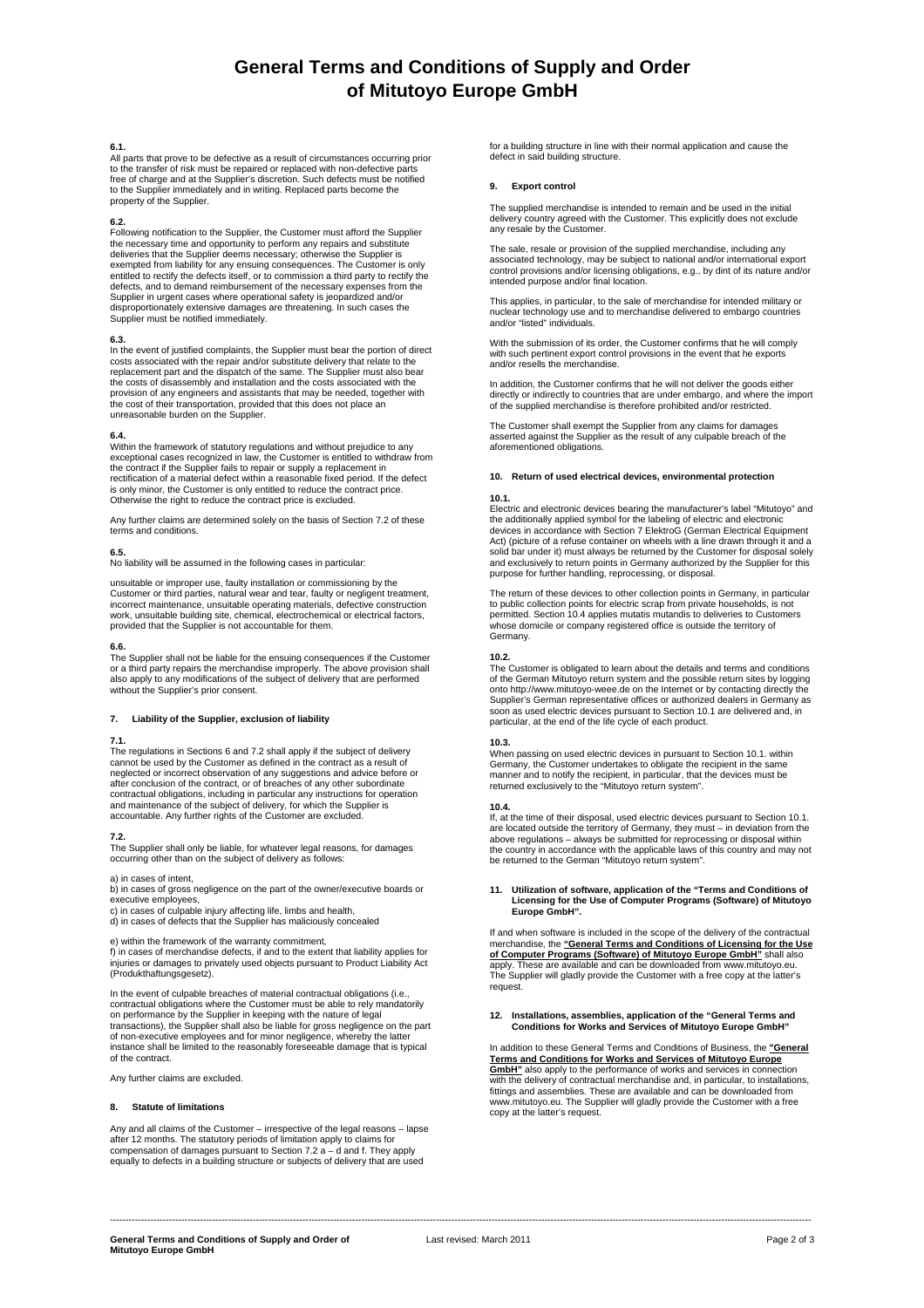# General Terms and Conditions of Supply and Order of Mitutoyo Europe GmbH

**6.1.**
All parts that prove to be defective as a result of circumstances occurring prior to the transfer of risk must be repaired or replaced with non-defective parts free of charge and at the Supplier's discretion. Such defects must be notified to the Supplier immediately and in writing. Replaced parts become the property of the Supplier.

**6.2.**
Following notification to the Supplier, the Customer must afford the Supplier the necessary time and opportunity to perform any repairs and substitute deliveries that the Supplier deems necessary; otherwise the Supplier is exempted from liability for any ensuing consequences. The Customer is only entitled to rectify the defects itself, or to commission a third party to rectify the defects, and to demand reimbursement of the necessary expenses from the Supplier in urgent cases where operational safety is jeopardized and/or disproportionately extensive damages are threatening. In such cases the Supplier must be notified immediately.

**6.3.**
In the event of justified complaints, the Supplier must bear the portion of direct costs associated with the repair and/or substitute delivery that relate to the replacement part and the dispatch of the same. The Supplier must also bear the costs of disassembly and installation and the costs associated with the provision of any engineers and assistants that may be needed, together with the cost of their transportation, provided that this does not place an unreasonable burden on the Supplier.

**6.4.**
Within the framework of statutory regulations and without prejudice to any exceptional cases recognized in law, the Customer is entitled to withdraw from the contract if the Supplier fails to repair or supply a replacement in rectification of a material defect within a reasonable fixed period. If the defect is only minor, the Customer is only entitled to reduce the contract price. Otherwise the right to reduce the contract price is excluded.

Any further claims are determined solely on the basis of Section 7.2 of these terms and conditions.

**6.5.**
No liability will be assumed in the following cases in particular:

unsuitable or improper use, faulty installation or commissioning by the Customer or third parties, natural wear and tear, faulty or negligent treatment, incorrect maintenance, unsuitable operating materials, defective construction work, unsuitable building site, chemical, electrochemical or electrical factors, provided that the Supplier is not accountable for them.

**6.6.**
The Supplier shall not be liable for the ensuing consequences if the Customer or a third party repairs the merchandise improperly. The above provision shall also apply to any modifications of the subject of delivery that are performed without the Supplier's prior consent.

## 7. Liability of the Supplier, exclusion of liability

**7.1.**
The regulations in Sections 6 and 7.2 shall apply if the subject of delivery cannot be used by the Customer as defined in the contract as a result of neglected or incorrect observation of any suggestions and advice before or after conclusion of the contract, or of breaches of any other subordinate contractual obligations, including in particular any instructions for operation and maintenance of the subject of delivery, for which the Supplier is accountable. Any further rights of the Customer are excluded.

**7.2.**
The Supplier shall only be liable, for whatever legal reasons, for damages occurring other than on the subject of delivery as follows:

a) in cases of intent,
b) in cases of gross negligence on the part of the owner/executive boards or executive employees,
c) in cases of culpable injury affecting life, limbs and health,
d) in cases of defects that the Supplier has maliciously concealed

e) within the framework of the warranty commitment,
f) in cases of merchandise defects, if and to the extent that liability applies for injuries or damages to privately used objects pursuant to Product Liability Act (Produkthaftungsgesetz).

In the event of culpable breaches of material contractual obligations (i.e., contractual obligations where the Customer must be able to rely mandatorily on performance by the Supplier in keeping with the nature of legal transactions), the Supplier shall also be liable for gross negligence on the part of non-executive employees and for minor negligence, whereby the latter instance shall be limited to the reasonably foreseeable damage that is typical of the contract.

Any further claims are excluded.

## 8. Statute of limitations

Any and all claims of the Customer – irrespective of the legal reasons – lapse after 12 months. The statutory periods of limitation apply to claims for compensation of damages pursuant to Section 7.2 a – d and f. They apply equally to defects in a building structure or subjects of delivery that are used for a building structure in line with their normal application and cause the defect in said building structure.

## 9. Export control

The supplied merchandise is intended to remain and be used in the initial delivery country agreed with the Customer. This explicitly does not exclude any resale by the Customer.

The sale, resale or provision of the supplied merchandise, including any associated technology, may be subject to national and/or international export control provisions and/or licensing obligations, e.g., by dint of its nature and/or intended purpose and/or final location.

This applies, in particular, to the sale of merchandise for intended military or nuclear technology use and to merchandise delivered to embargo countries and/or "listed" individuals.

With the submission of its order, the Customer confirms that he will comply with such pertinent export control provisions in the event that he exports and/or resells the merchandise.

In addition, the Customer confirms that he will not deliver the goods either directly or indirectly to countries that are under embargo, and where the import of the supplied merchandise is therefore prohibited and/or restricted.

The Customer shall exempt the Supplier from any claims for damages asserted against the Supplier as the result of any culpable breach of the aforementioned obligations.

## 10. Return of used electrical devices, environmental protection

**10.1.**
Electric and electronic devices bearing the manufacturer's label "Mitutoyo" and the additionally applied symbol for the labeling of electric and electronic devices in accordance with Section 7 ElektroG (German Electrical Equipment Act) (picture of a refuse container on wheels with a line drawn through it and a solid bar under it) must always be returned by the Customer for disposal solely and exclusively to return points in Germany authorized by the Supplier for this purpose for further handling, reprocessing, or disposal.

The return of these devices to other collection points in Germany, in particular to public collection points for electric scrap from private households, is not permitted. Section 10.4 applies mutatis mutandis to deliveries to Customers whose domicile or company registered office is outside the territory of Germany.

**10.2.**
The Customer is obligated to learn about the details and terms and conditions of the German Mitutoyo return system and the possible return sites by logging onto http://www.mitutoyo-weee.de on the Internet or by contacting directly the Supplier's German representative offices or authorized dealers in Germany as soon as used electric devices pursuant to Section 10.1 are delivered and, in particular, at the end of the life cycle of each product.

**10.3.**
When passing on used electric devices in pursuant to Section 10.1. within Germany, the Customer undertakes to obligate the recipient in the same manner and to notify the recipient, in particular, that the devices must be returned exclusively to the "Mitutoyo return system".

**10.4.**
If, at the time of their disposal, used electric devices pursuant to Section 10.1. are located outside the territory of Germany, they must – in deviation from the above regulations – always be submitted for reprocessing or disposal within the country in accordance with the applicable laws of this country and may not be returned to the German "Mitutoyo return system".

## 11. Utilization of software, application of the "Terms and Conditions of Licensing for the Use of Computer Programs (Software) of Mitutoyo Europe GmbH".

If and when software is included in the scope of the delivery of the contractual merchandise, the **"General Terms and Conditions of Licensing for the Use of Computer Programs (Software) of Mitutoyo Europe GmbH"** shall also apply. These are available and can be downloaded from www.mitutoyo.eu. The Supplier will gladly provide the Customer with a free copy at the latter's request.

## 12. Installations, assemblies, application of the "General Terms and Conditions for Works and Services of Mitutoyo Europe GmbH"

In addition to these General Terms and Conditions of Business, the **"General Terms and Conditions for Works and Services of Mitutoyo Europe GmbH"** also apply to the performance of works and services in connection with the delivery of contractual merchandise and, in particular, to installations, fittings and assemblies. These are available and can be downloaded from www.mitutoyo.eu. The Supplier will gladly provide the Customer with a free copy at the latter's request.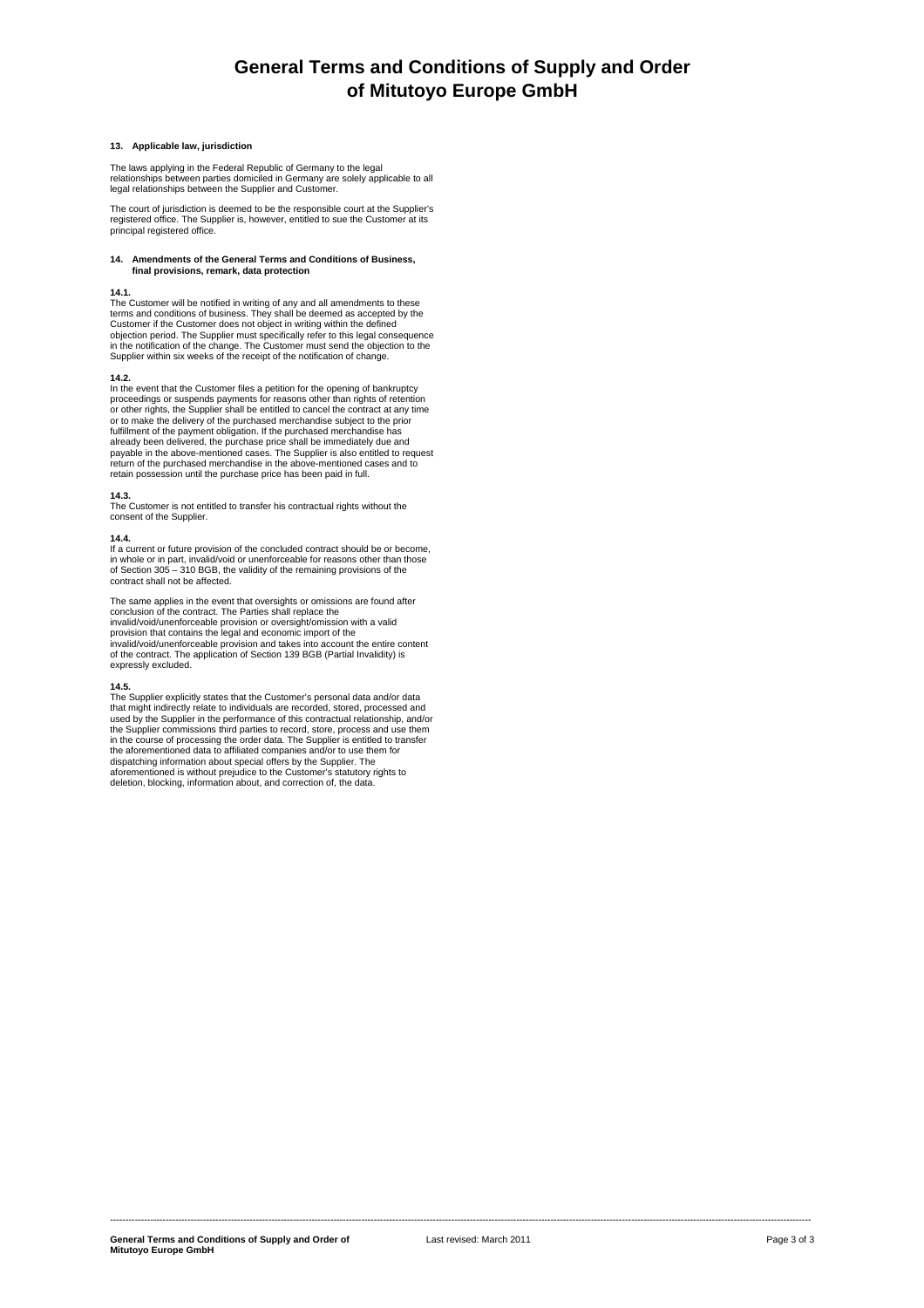## 13. Applicable law, jurisdiction

The laws applying in the Federal Republic of Germany to the legal relationships between parties domiciled in Germany are solely applicable to all legal relationships between the Supplier and Customer.

The court of jurisdiction is deemed to be the responsible court at the Supplier's registered office. The Supplier is, however, entitled to sue the Customer at its principal registered office.

## 14. Amendments of the General Terms and Conditions of Business, final provisions, remark, data protection

**14.1.**
The Customer will be notified in writing of any and all amendments to these terms and conditions of business. They shall be deemed as accepted by the Customer if the Customer does not object in writing within the defined objection period. The Supplier must specifically refer to this legal consequence in the notification of the change. The Customer must send the objection to the Supplier within six weeks of the receipt of the notification of change.

**14.2.**
In the event that the Customer files a petition for the opening of bankruptcy proceedings or suspends payments for reasons other than rights of retention or other rights, the Supplier shall be entitled to cancel the contract at any time or to make the delivery of the purchased merchandise subject to the prior fulfillment of the payment obligation. If the purchased merchandise has already been delivered, the purchase price shall be immediately due and payable in the above-mentioned cases. The Supplier is also entitled to request return of the purchased merchandise in the above-mentioned cases and to retain possession until the purchase price has been paid in full.

**14.3.**
The Customer is not entitled to transfer his contractual rights without the consent of the Supplier.

**14.4.**
If a current or future provision of the concluded contract should be or become, in whole or in part, invalid/void or unenforceable for reasons other than those of Section 305 – 310 BGB, the validity of the remaining provisions of the contract shall not be affected.

The same applies in the event that oversights or omissions are found after conclusion of the contract. The Parties shall replace the invalid/void/unenforceable provision or oversight/omission with a valid provision that contains the legal and economic import of the invalid/void/unenforceable provision and takes into account the entire content of the contract. The application of Section 139 BGB (Partial Invalidity) is expressly excluded.

**14.5.**
The Supplier explicitly states that the Customer's personal data and/or data that might indirectly relate to individuals are recorded, stored, processed and used by the Supplier in the performance of this contractual relationship, and/or the Supplier commissions third parties to record, store, process and use them in the course of processing the order data. The Supplier is entitled to transfer the aforementioned data to affiliated companies and/or to use them for dispatching information about special offers by the Supplier. The aforementioned is without prejudice to the Customer's statutory rights to deletion, blocking, information about, and correction of, the data.